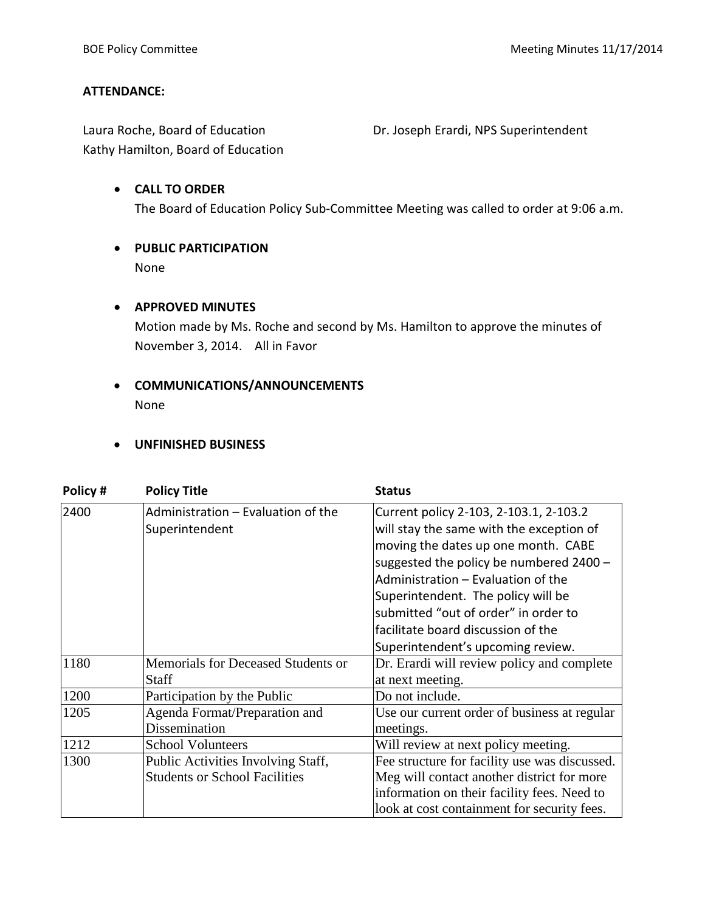**ATTENDANCE:**

Laura Roche, Board of Education
Kathy Hamilton, Board of Education
Dr. Joseph Erardi, NPS Superintendent

- **CALL TO ORDER**
  The Board of Education Policy Sub-Committee Meeting was called to order at 9:06 a.m.

- **PUBLIC PARTICIPATION**
  None

- **APPROVED MINUTES**
  Motion made by Ms. Roche and second by Ms. Hamilton to approve the minutes of November 3, 2014. All in Favor

- **COMMUNICATIONS/ANNOUNCEMENTS**
  None

- **UNFINISHED BUSINESS**

| Policy # | Policy Title | Status |
|---|---|---|
| 2400 | Administration – Evaluation of the Superintendent | Current policy 2-103, 2-103.1, 2-103.2 will stay the same with the exception of moving the dates up one month. CABE suggested the policy be numbered 2400 – Administration – Evaluation of the Superintendent. The policy will be submitted "out of order" in order to facilitate board discussion of the Superintendent's upcoming review. |
| 1180 | Memorials for Deceased Students or Staff | Dr. Erardi will review policy and complete at next meeting. |
| 1200 | Participation by the Public | Do not include. |
| 1205 | Agenda Format/Preparation and Dissemination | Use our current order of business at regular meetings. |
| 1212 | School Volunteers | Will review at next policy meeting. |
| 1300 | Public Activities Involving Staff, Students or School Facilities | Fee structure for facility use was discussed. Meg will contact another district for more information on their facility fees. Need to look at cost containment for security fees. |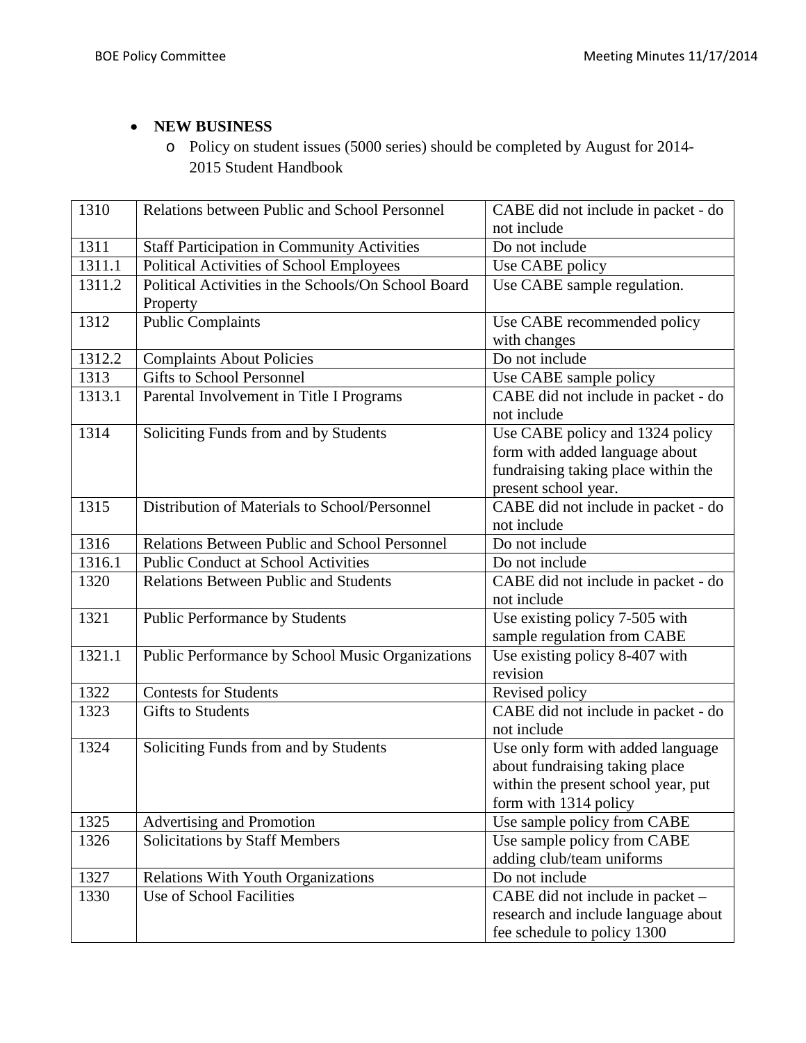- **NEW BUSINESS**
  - Policy on student issues (5000 series) should be completed by August for 2014-2015 Student Handbook

| | | |
|---|---|---|
| 1310 | Relations between Public and School Personnel | CABE did not include in packet - do not include |
| 1311 | Staff Participation in Community Activities | Do not include |
| 1311.1 | Political Activities of School Employees | Use CABE policy |
| 1311.2 | Political Activities in the Schools/On School Board Property | Use CABE sample regulation. |
| 1312 | Public Complaints | Use CABE recommended policy with changes |
| 1312.2 | Complaints About Policies | Do not include |
| 1313 | Gifts to School Personnel | Use CABE sample policy |
| 1313.1 | Parental Involvement in Title I Programs | CABE did not include in packet - do not include |
| 1314 | Soliciting Funds from and by Students | Use CABE policy and 1324 policy form with added language about fundraising taking place within the present school year. |
| 1315 | Distribution of Materials to School/Personnel | CABE did not include in packet - do not include |
| 1316 | Relations Between Public and School Personnel | Do not include |
| 1316.1 | Public Conduct at School Activities | Do not include |
| 1320 | Relations Between Public and Students | CABE did not include in packet - do not include |
| 1321 | Public Performance by Students | Use existing policy 7-505 with sample regulation from CABE |
| 1321.1 | Public Performance by School Music Organizations | Use existing policy 8-407 with revision |
| 1322 | Contests for Students | Revised policy |
| 1323 | Gifts to Students | CABE did not include in packet - do not include |
| 1324 | Soliciting Funds from and by Students | Use only form with added language about fundraising taking place within the present school year, put form with 1314 policy |
| 1325 | Advertising and Promotion | Use sample policy from CABE |
| 1326 | Solicitations by Staff Members | Use sample policy from CABE adding club/team uniforms |
| 1327 | Relations With Youth Organizations | Do not include |
| 1330 | Use of School Facilities | CABE did not include in packet – research and include language about fee schedule to policy 1300 |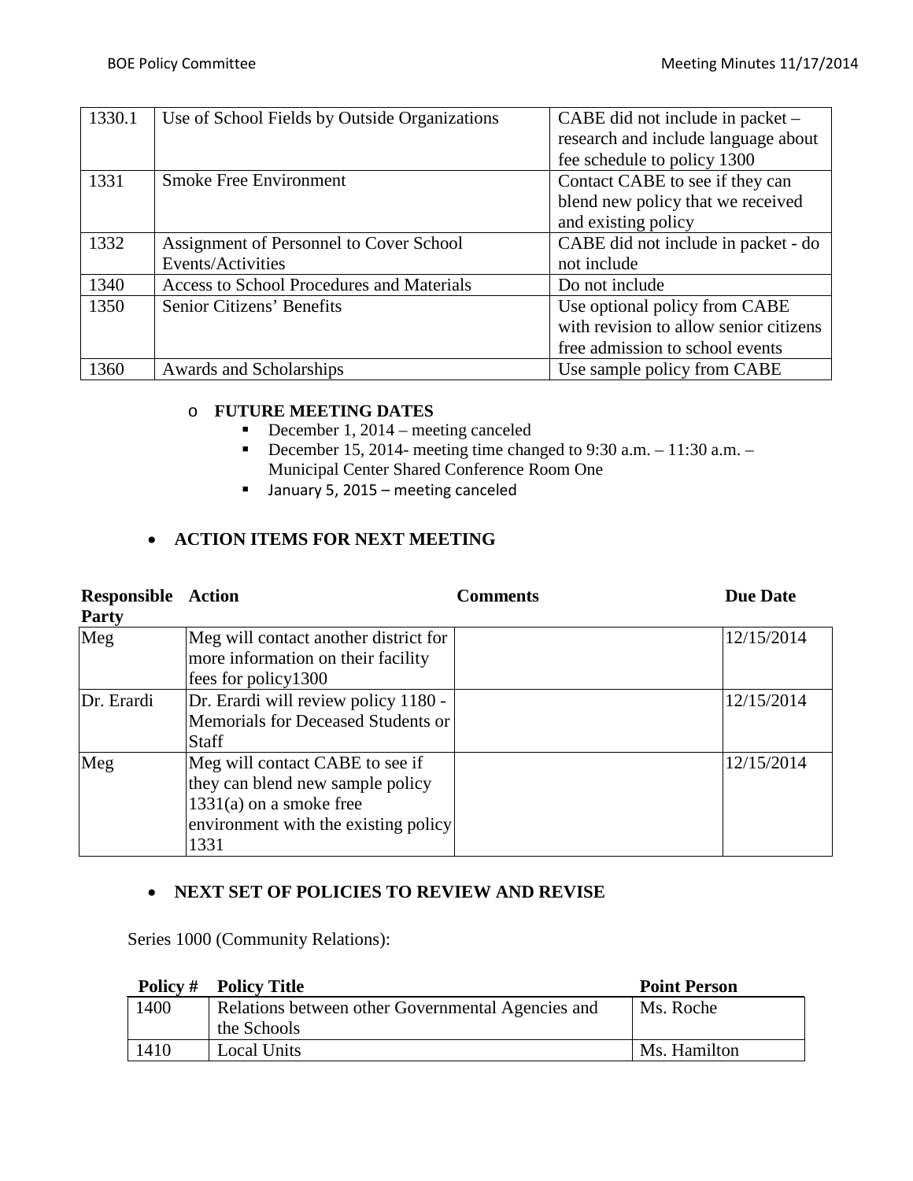| | | |
|---|---|---|
| 1330.1 | Use of School Fields by Outside Organizations | CABE did not include in packet – research and include language about fee schedule to policy 1300 |
| 1331 | Smoke Free Environment | Contact CABE to see if they can blend new policy that we received and existing policy |
| 1332 | Assignment of Personnel to Cover School Events/Activities | CABE did not include in packet - do not include |
| 1340 | Access to School Procedures and Materials | Do not include |
| 1350 | Senior Citizens' Benefits | Use optional policy from CABE with revision to allow senior citizens free admission to school events |
| 1360 | Awards and Scholarships | Use sample policy from CABE |

- **FUTURE MEETING DATES**
  - December 1, 2014 – meeting canceled
  - December 15, 2014- meeting time changed to 9:30 a.m. – 11:30 a.m. – Municipal Center Shared Conference Room One
  - January 5, 2015 – meeting canceled

- **ACTION ITEMS FOR NEXT MEETING**

| Responsible Party | Action | Comments | Due Date |
|---|---|---|---|
| Meg | Meg will contact another district for more information on their facility fees for policy1300 | | 12/15/2014 |
| Dr. Erardi | Dr. Erardi will review policy 1180 - Memorials for Deceased Students or Staff | | 12/15/2014 |
| Meg | Meg will contact CABE to see if they can blend new sample policy 1331(a) on a smoke free environment with the existing policy 1331 | | 12/15/2014 |

- **NEXT SET OF POLICIES TO REVIEW AND REVISE**

Series 1000 (Community Relations):

| Policy # | Policy Title | Point Person |
|---|---|---|
| 1400 | Relations between other Governmental Agencies and the Schools | Ms. Roche |
| 1410 | Local Units | Ms. Hamilton |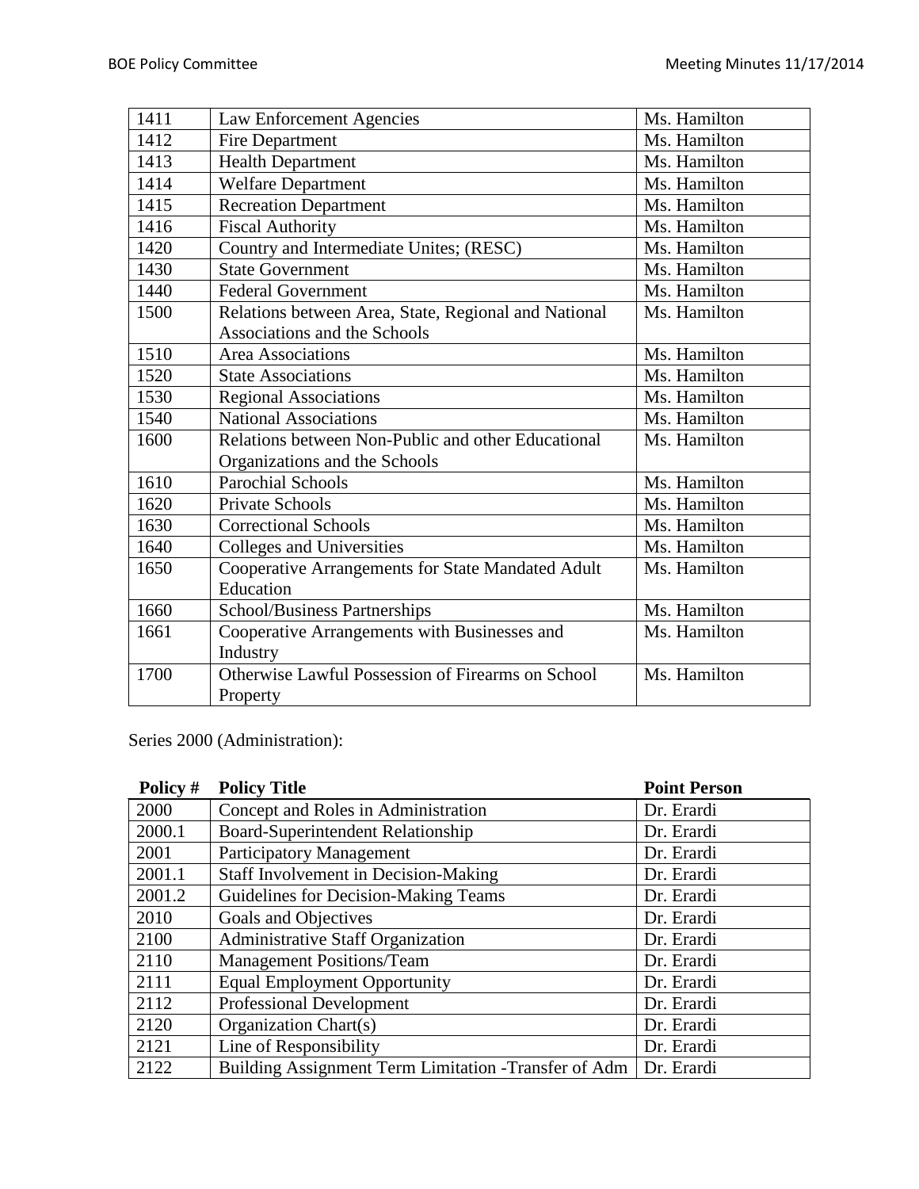| | | |
|---|---|---|
| 1411 | Law Enforcement Agencies | Ms. Hamilton |
| 1412 | Fire Department | Ms. Hamilton |
| 1413 | Health Department | Ms. Hamilton |
| 1414 | Welfare Department | Ms. Hamilton |
| 1415 | Recreation Department | Ms. Hamilton |
| 1416 | Fiscal Authority | Ms. Hamilton |
| 1420 | Country and Intermediate Unites; (RESC) | Ms. Hamilton |
| 1430 | State Government | Ms. Hamilton |
| 1440 | Federal Government | Ms. Hamilton |
| 1500 | Relations between Area, State, Regional and National Associations and the Schools | Ms. Hamilton |
| 1510 | Area Associations | Ms. Hamilton |
| 1520 | State Associations | Ms. Hamilton |
| 1530 | Regional Associations | Ms. Hamilton |
| 1540 | National Associations | Ms. Hamilton |
| 1600 | Relations between Non-Public and other Educational Organizations and the Schools | Ms. Hamilton |
| 1610 | Parochial Schools | Ms. Hamilton |
| 1620 | Private Schools | Ms. Hamilton |
| 1630 | Correctional Schools | Ms. Hamilton |
| 1640 | Colleges and Universities | Ms. Hamilton |
| 1650 | Cooperative Arrangements for State Mandated Adult Education | Ms. Hamilton |
| 1660 | School/Business Partnerships | Ms. Hamilton |
| 1661 | Cooperative Arrangements with Businesses and Industry | Ms. Hamilton |
| 1700 | Otherwise Lawful Possession of Firearms on School Property | Ms. Hamilton |

Series 2000 (Administration):

| Policy # | Policy Title | Point Person |
|---|---|---|
| 2000 | Concept and Roles in Administration | Dr. Erardi |
| 2000.1 | Board-Superintendent Relationship | Dr. Erardi |
| 2001 | Participatory Management | Dr. Erardi |
| 2001.1 | Staff Involvement in Decision-Making | Dr. Erardi |
| 2001.2 | Guidelines for Decision-Making Teams | Dr. Erardi |
| 2010 | Goals and Objectives | Dr. Erardi |
| 2100 | Administrative Staff Organization | Dr. Erardi |
| 2110 | Management Positions/Team | Dr. Erardi |
| 2111 | Equal Employment Opportunity | Dr. Erardi |
| 2112 | Professional Development | Dr. Erardi |
| 2120 | Organization Chart(s) | Dr. Erardi |
| 2121 | Line of Responsibility | Dr. Erardi |
| 2122 | Building Assignment Term Limitation -Transfer of Adm | Dr. Erardi |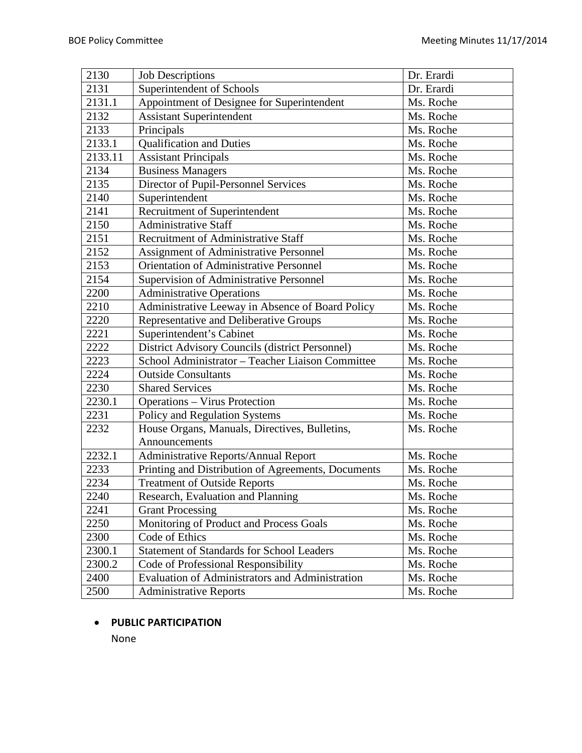| | | |
|---|---|---|
| 2130 | Job Descriptions | Dr. Erardi |
| 2131 | Superintendent of Schools | Dr. Erardi |
| 2131.1 | Appointment of Designee for Superintendent | Ms. Roche |
| 2132 | Assistant Superintendent | Ms. Roche |
| 2133 | Principals | Ms. Roche |
| 2133.1 | Qualification and Duties | Ms. Roche |
| 2133.11 | Assistant Principals | Ms. Roche |
| 2134 | Business Managers | Ms. Roche |
| 2135 | Director of Pupil-Personnel Services | Ms. Roche |
| 2140 | Superintendent | Ms. Roche |
| 2141 | Recruitment of Superintendent | Ms. Roche |
| 2150 | Administrative Staff | Ms. Roche |
| 2151 | Recruitment of Administrative Staff | Ms. Roche |
| 2152 | Assignment of Administrative Personnel | Ms. Roche |
| 2153 | Orientation of Administrative Personnel | Ms. Roche |
| 2154 | Supervision of Administrative Personnel | Ms. Roche |
| 2200 | Administrative Operations | Ms. Roche |
| 2210 | Administrative Leeway in Absence of Board Policy | Ms. Roche |
| 2220 | Representative and Deliberative Groups | Ms. Roche |
| 2221 | Superintendent's Cabinet | Ms. Roche |
| 2222 | District Advisory Councils (district Personnel) | Ms. Roche |
| 2223 | School Administrator – Teacher Liaison Committee | Ms. Roche |
| 2224 | Outside Consultants | Ms. Roche |
| 2230 | Shared Services | Ms. Roche |
| 2230.1 | Operations – Virus Protection | Ms. Roche |
| 2231 | Policy and Regulation Systems | Ms. Roche |
| 2232 | House Organs, Manuals, Directives, Bulletins, Announcements | Ms. Roche |
| 2232.1 | Administrative Reports/Annual Report | Ms. Roche |
| 2233 | Printing and Distribution of Agreements, Documents | Ms. Roche |
| 2234 | Treatment of Outside Reports | Ms. Roche |
| 2240 | Research, Evaluation and Planning | Ms. Roche |
| 2241 | Grant Processing | Ms. Roche |
| 2250 | Monitoring of Product and Process Goals | Ms. Roche |
| 2300 | Code of Ethics | Ms. Roche |
| 2300.1 | Statement of Standards for School Leaders | Ms. Roche |
| 2300.2 | Code of Professional Responsibility | Ms. Roche |
| 2400 | Evaluation of Administrators and Administration | Ms. Roche |
| 2500 | Administrative Reports | Ms. Roche |

- **PUBLIC PARTICIPATION**

  None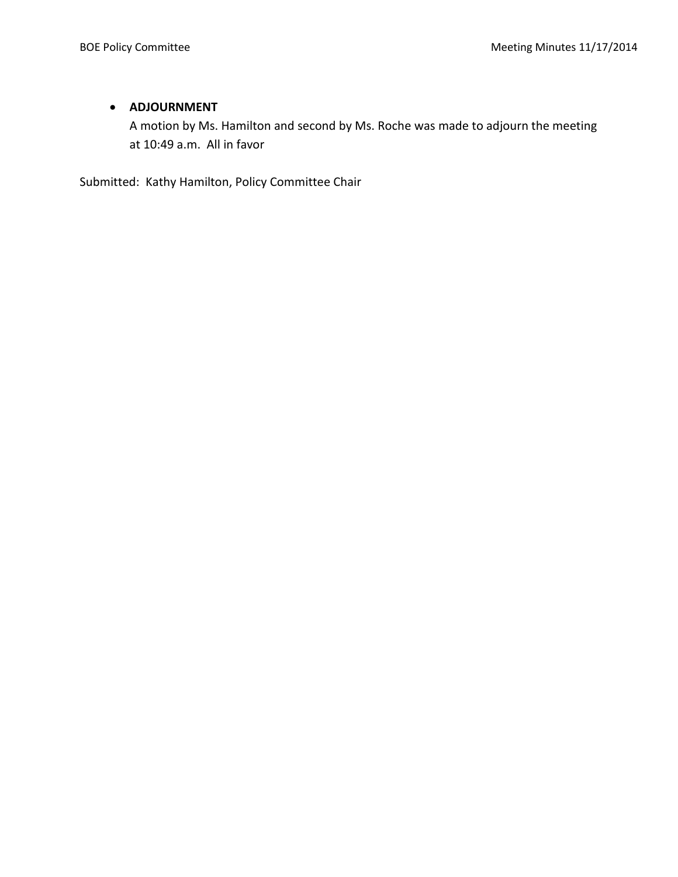- **ADJOURNMENT**
  A motion by Ms. Hamilton and second by Ms. Roche was made to adjourn the meeting at 10:49 a.m. All in favor

Submitted: Kathy Hamilton, Policy Committee Chair